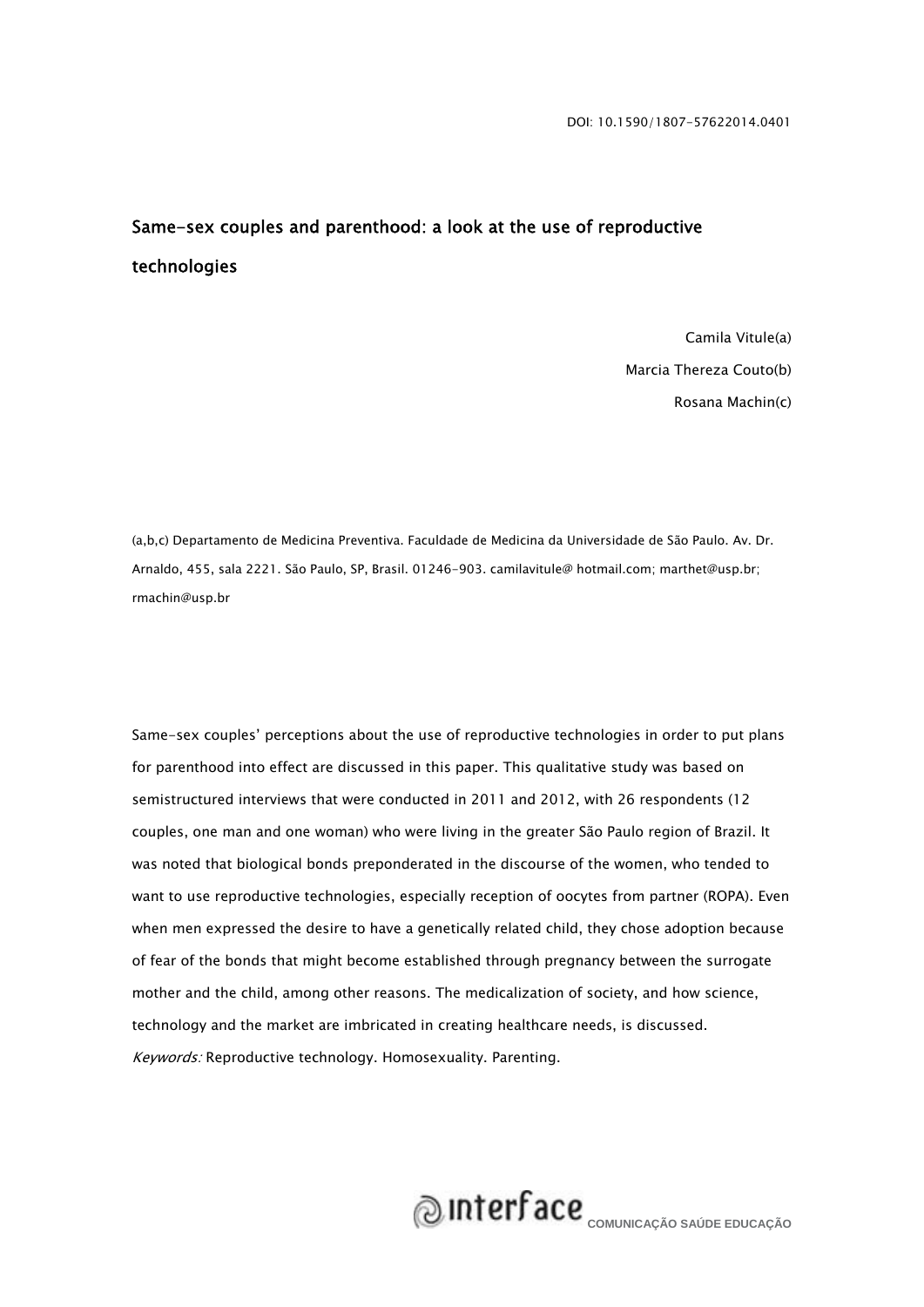DOI: 10.1590/1807-57622014.0401

# Same-sex couples and parenthood: a look at the use of reproductive technologies

Camila Vitule[a]
Marcia Thereza Couto[b]
Rosana Machin[c]

[a,b,c] Departamento de Medicina Preventiva. Faculdade de Medicina da Universidade de São Paulo. Av. Dr. Arnaldo, 455, sala 2221. São Paulo, SP, Brasil. 01246-903. camilavitule@ hotmail.com; marthet@usp.br; rmachin@usp.br

Same-sex couples' perceptions about the use of reproductive technologies in order to put plans for parenthood into effect are discussed in this paper. This qualitative study was based on semistructured interviews that were conducted in 2011 and 2012, with 26 respondents (12 couples, one man and one woman) who were living in the greater São Paulo region of Brazil. It was noted that biological bonds preponderated in the discourse of the women, who tended to want to use reproductive technologies, especially reception of oocytes from partner (ROPA). Even when men expressed the desire to have a genetically related child, they chose adoption because of fear of the bonds that might become established through pregnancy between the surrogate mother and the child, among other reasons. The medicalization of society, and how science, technology and the market are imbricated in creating healthcare needs, is discussed.

*Keywords:* Reproductive technology. Homosexuality. Parenting.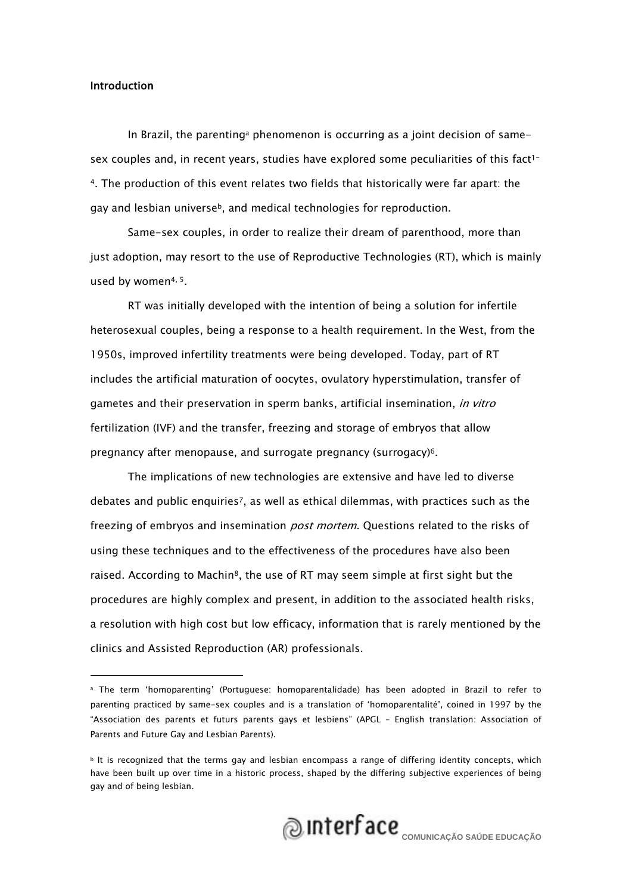## Introduction

In Brazil, the parenting[a] phenomenon is occurring as a joint decision of same-sex couples and, in recent years, studies have explored some peculiarities of this fact[1-4]. The production of this event relates two fields that historically were far apart: the gay and lesbian universe[b], and medical technologies for reproduction.

Same-sex couples, in order to realize their dream of parenthood, more than just adoption, may resort to the use of Reproductive Technologies (RT), which is mainly used by women[4, 5].

RT was initially developed with the intention of being a solution for infertile heterosexual couples, being a response to a health requirement. In the West, from the 1950s, improved infertility treatments were being developed. Today, part of RT includes the artificial maturation of oocytes, ovulatory hyperstimulation, transfer of gametes and their preservation in sperm banks, artificial insemination, *in vitro* fertilization (IVF) and the transfer, freezing and storage of embryos that allow pregnancy after menopause, and surrogate pregnancy (surrogacy)[6].

The implications of new technologies are extensive and have led to diverse debates and public enquiries[7], as well as ethical dilemmas, with practices such as the freezing of embryos and insemination *post mortem*. Questions related to the risks of using these techniques and to the effectiveness of the procedures have also been raised. According to Machin[8], the use of RT may seem simple at first sight but the procedures are highly complex and present, in addition to the associated health risks, a resolution with high cost but low efficacy, information that is rarely mentioned by the clinics and Assisted Reproduction (AR) professionals.

---

[a] The term 'homoparenting' (Portuguese: homoparentalidade) has been adopted in Brazil to refer to parenting practiced by same-sex couples and is a translation of 'homoparentalité', coined in 1997 by the "Association des parents et futurs parents gays et lesbiens" (APGL - English translation: Association of Parents and Future Gay and Lesbian Parents).

[b] It is recognized that the terms gay and lesbian encompass a range of differing identity concepts, which have been built up over time in a historic process, shaped by the differing subjective experiences of being gay and of being lesbian.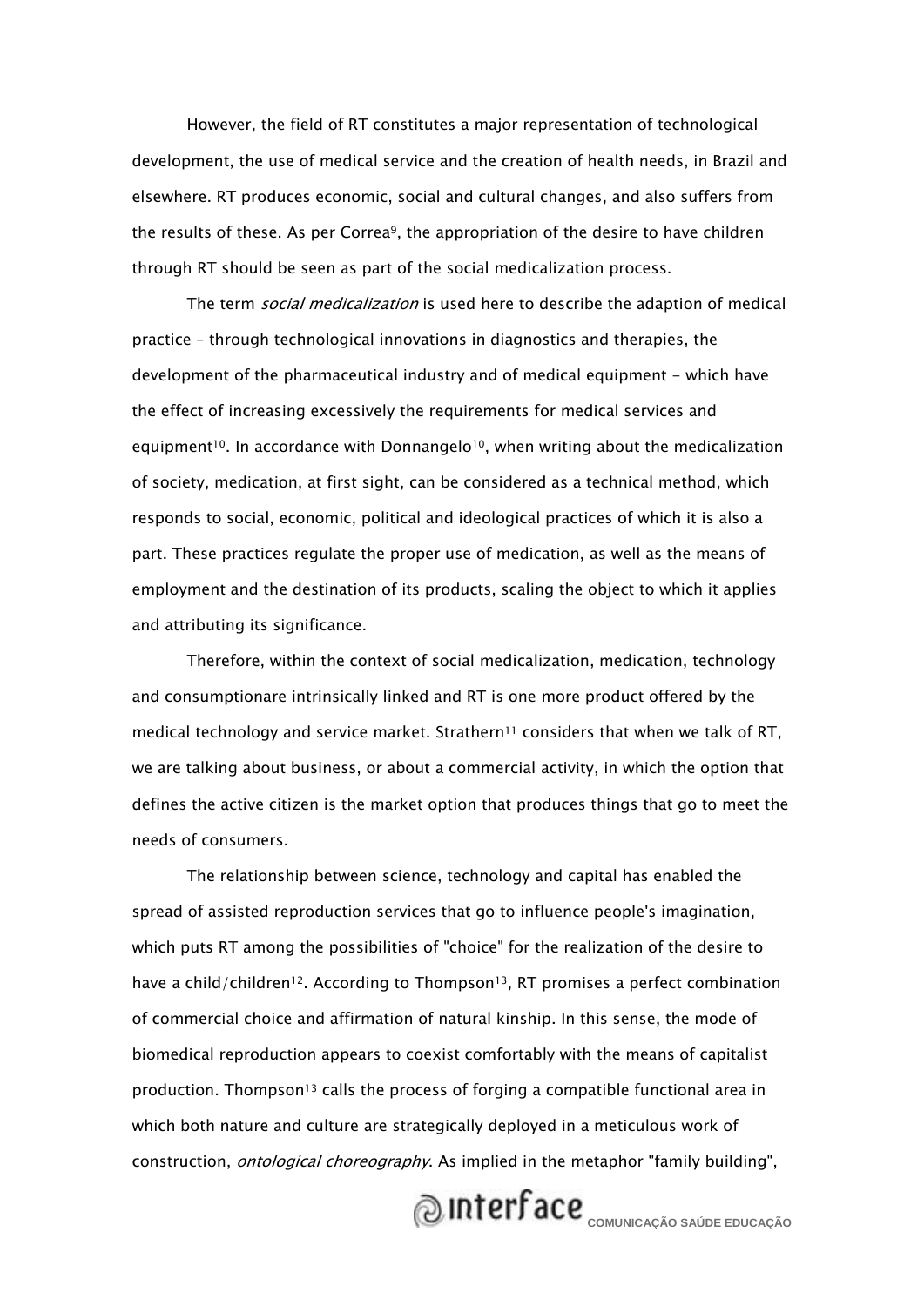However, the field of RT constitutes a major representation of technological development, the use of medical service and the creation of health needs, in Brazil and elsewhere. RT produces economic, social and cultural changes, and also suffers from the results of these. As per Correa[9], the appropriation of the desire to have children through RT should be seen as part of the social medicalization process.

The term *social medicalization* is used here to describe the adaption of medical practice – through technological innovations in diagnostics and therapies, the development of the pharmaceutical industry and of medical equipment - which have the effect of increasing excessively the requirements for medical services and equipment[10]. In accordance with Donnangelo[10], when writing about the medicalization of society, medication, at first sight, can be considered as a technical method, which responds to social, economic, political and ideological practices of which it is also a part. These practices regulate the proper use of medication, as well as the means of employment and the destination of its products, scaling the object to which it applies and attributing its significance.

Therefore, within the context of social medicalization, medication, technology and consumptionare intrinsically linked and RT is one more product offered by the medical technology and service market. Strathern[11] considers that when we talk of RT, we are talking about business, or about a commercial activity, in which the option that defines the active citizen is the market option that produces things that go to meet the needs of consumers.

The relationship between science, technology and capital has enabled the spread of assisted reproduction services that go to influence people's imagination, which puts RT among the possibilities of "choice" for the realization of the desire to have a child/children[12]. According to Thompson[13], RT promises a perfect combination of commercial choice and affirmation of natural kinship. In this sense, the mode of biomedical reproduction appears to coexist comfortably with the means of capitalist production. Thompson[13] calls the process of forging a compatible functional area in which both nature and culture are strategically deployed in a meticulous work of construction, *ontological choreography*. As implied in the metaphor "family building",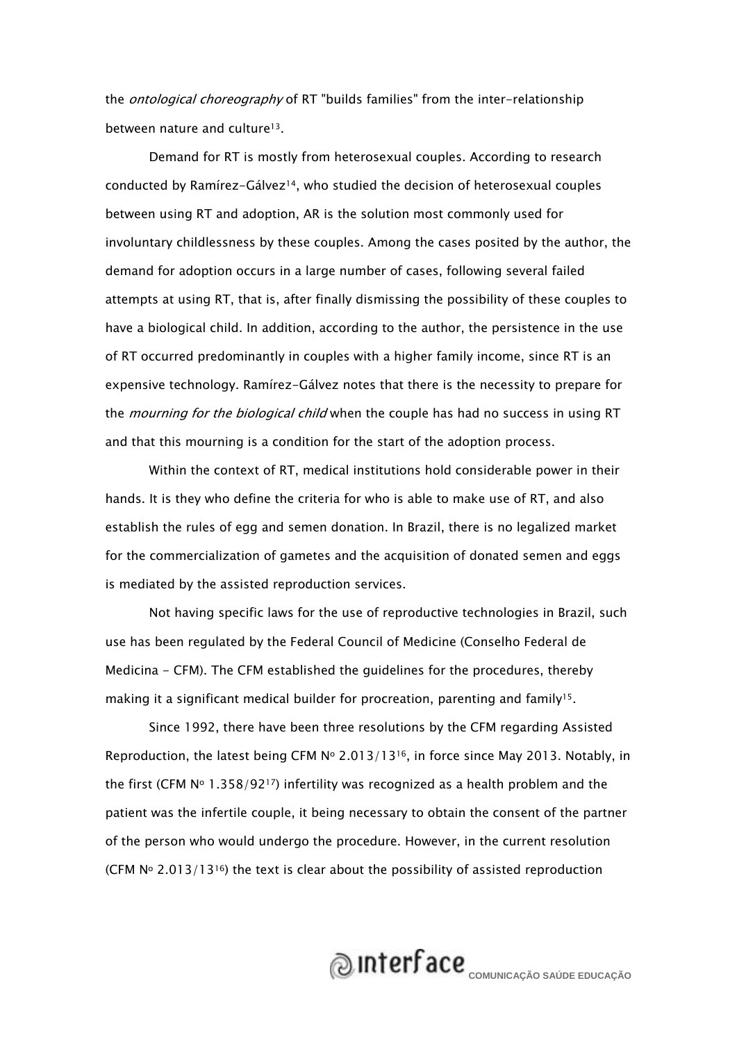the *ontological choreography* of RT "builds families" from the inter-relationship between nature and culture[13].

Demand for RT is mostly from heterosexual couples. According to research conducted by Ramírez-Gálvez[14], who studied the decision of heterosexual couples between using RT and adoption, AR is the solution most commonly used for involuntary childlessness by these couples. Among the cases posited by the author, the demand for adoption occurs in a large number of cases, following several failed attempts at using RT, that is, after finally dismissing the possibility of these couples to have a biological child. In addition, according to the author, the persistence in the use of RT occurred predominantly in couples with a higher family income, since RT is an expensive technology. Ramírez-Gálvez notes that there is the necessity to prepare for the *mourning for the biological child* when the couple has had no success in using RT and that this mourning is a condition for the start of the adoption process.

Within the context of RT, medical institutions hold considerable power in their hands. It is they who define the criteria for who is able to make use of RT, and also establish the rules of egg and semen donation. In Brazil, there is no legalized market for the commercialization of gametes and the acquisition of donated semen and eggs is mediated by the assisted reproduction services.

Not having specific laws for the use of reproductive technologies in Brazil, such use has been regulated by the Federal Council of Medicine (Conselho Federal de Medicina - CFM). The CFM established the guidelines for the procedures, thereby making it a significant medical builder for procreation, parenting and family[15].

Since 1992, there have been three resolutions by the CFM regarding Assisted Reproduction, the latest being CFM Nº 2.013/13[16], in force since May 2013. Notably, in the first (CFM Nº 1.358/92[17]) infertility was recognized as a health problem and the patient was the infertile couple, it being necessary to obtain the consent of the partner of the person who would undergo the procedure. However, in the current resolution (CFM Nº 2.013/13[16]) the text is clear about the possibility of assisted reproduction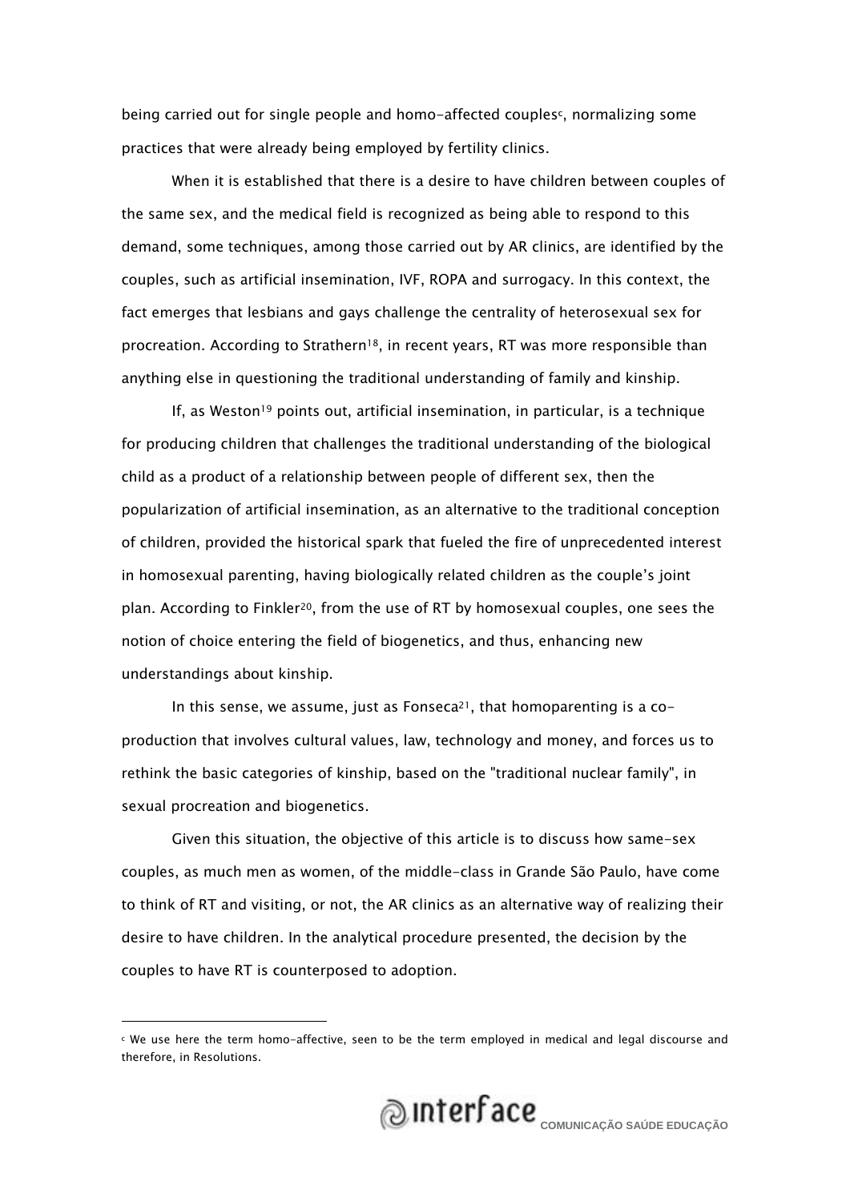being carried out for single people and homo-affected couples[c], normalizing some practices that were already being employed by fertility clinics.

When it is established that there is a desire to have children between couples of the same sex, and the medical field is recognized as being able to respond to this demand, some techniques, among those carried out by AR clinics, are identified by the couples, such as artificial insemination, IVF, ROPA and surrogacy. In this context, the fact emerges that lesbians and gays challenge the centrality of heterosexual sex for procreation. According to Strathern[18], in recent years, RT was more responsible than anything else in questioning the traditional understanding of family and kinship.

If, as Weston[19] points out, artificial insemination, in particular, is a technique for producing children that challenges the traditional understanding of the biological child as a product of a relationship between people of different sex, then the popularization of artificial insemination, as an alternative to the traditional conception of children, provided the historical spark that fueled the fire of unprecedented interest in homosexual parenting, having biologically related children as the couple's joint plan. According to Finkler[20], from the use of RT by homosexual couples, one sees the notion of choice entering the field of biogenetics, and thus, enhancing new understandings about kinship.

In this sense, we assume, just as Fonseca[21], that homoparenting is a co-production that involves cultural values, law, technology and money, and forces us to rethink the basic categories of kinship, based on the "traditional nuclear family", in sexual procreation and biogenetics.

Given this situation, the objective of this article is to discuss how same-sex couples, as much men as women, of the middle-class in Grande São Paulo, have come to think of RT and visiting, or not, the AR clinics as an alternative way of realizing their desire to have children. In the analytical procedure presented, the decision by the couples to have RT is counterposed to adoption.

---

[c] We use here the term homo-affective, seen to be the term employed in medical and legal discourse and therefore, in Resolutions.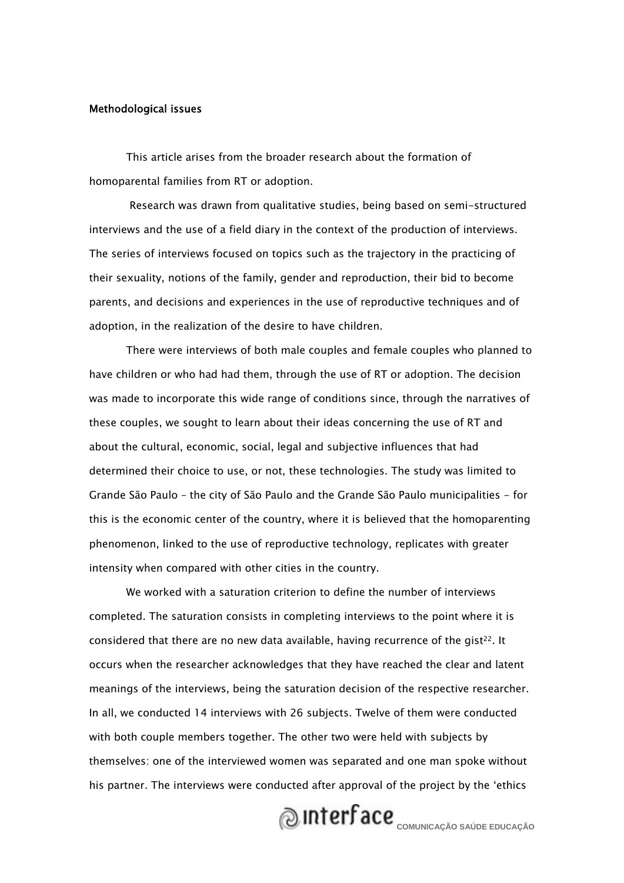### Methodological issues

This article arises from the broader research about the formation of homoparental families from RT or adoption.

Research was drawn from qualitative studies, being based on semi-structured interviews and the use of a field diary in the context of the production of interviews. The series of interviews focused on topics such as the trajectory in the practicing of their sexuality, notions of the family, gender and reproduction, their bid to become parents, and decisions and experiences in the use of reproductive techniques and of adoption, in the realization of the desire to have children.

There were interviews of both male couples and female couples who planned to have children or who had had them, through the use of RT or adoption. The decision was made to incorporate this wide range of conditions since, through the narratives of these couples, we sought to learn about their ideas concerning the use of RT and about the cultural, economic, social, legal and subjective influences that had determined their choice to use, or not, these technologies. The study was limited to Grande São Paulo – the city of São Paulo and the Grande São Paulo municipalities - for this is the economic center of the country, where it is believed that the homoparenting phenomenon, linked to the use of reproductive technology, replicates with greater intensity when compared with other cities in the country.

We worked with a saturation criterion to define the number of interviews completed. The saturation consists in completing interviews to the point where it is considered that there are no new data available, having recurrence of the gist[22]. It occurs when the researcher acknowledges that they have reached the clear and latent meanings of the interviews, being the saturation decision of the respective researcher. In all, we conducted 14 interviews with 26 subjects. Twelve of them were conducted with both couple members together. The other two were held with subjects by themselves: one of the interviewed women was separated and one man spoke without his partner. The interviews were conducted after approval of the project by the 'ethics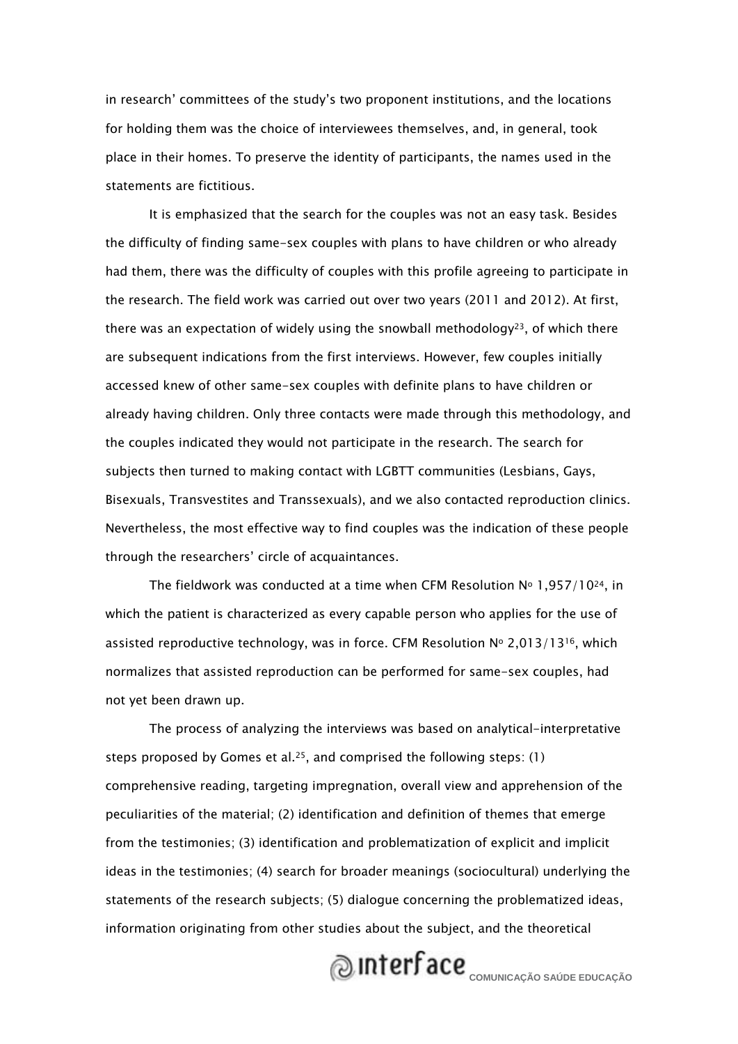in research' committees of the study's two proponent institutions, and the locations for holding them was the choice of interviewees themselves, and, in general, took place in their homes. To preserve the identity of participants, the names used in the statements are fictitious.

It is emphasized that the search for the couples was not an easy task. Besides the difficulty of finding same-sex couples with plans to have children or who already had them, there was the difficulty of couples with this profile agreeing to participate in the research. The field work was carried out over two years (2011 and 2012). At first, there was an expectation of widely using the snowball methodology[23], of which there are subsequent indications from the first interviews. However, few couples initially accessed knew of other same-sex couples with definite plans to have children or already having children. Only three contacts were made through this methodology, and the couples indicated they would not participate in the research. The search for subjects then turned to making contact with LGBTT communities (Lesbians, Gays, Bisexuals, Transvestites and Transsexuals), and we also contacted reproduction clinics. Nevertheless, the most effective way to find couples was the indication of these people through the researchers' circle of acquaintances.

The fieldwork was conducted at a time when CFM Resolution Nº 1,957/10[24], in which the patient is characterized as every capable person who applies for the use of assisted reproductive technology, was in force. CFM Resolution Nº 2,013/13[16], which normalizes that assisted reproduction can be performed for same-sex couples, had not yet been drawn up.

The process of analyzing the interviews was based on analytical-interpretative steps proposed by Gomes et al.[25], and comprised the following steps: (1) comprehensive reading, targeting impregnation, overall view and apprehension of the peculiarities of the material; (2) identification and definition of themes that emerge from the testimonies; (3) identification and problematization of explicit and implicit ideas in the testimonies; (4) search for broader meanings (sociocultural) underlying the statements of the research subjects; (5) dialogue concerning the problematized ideas, information originating from other studies about the subject, and the theoretical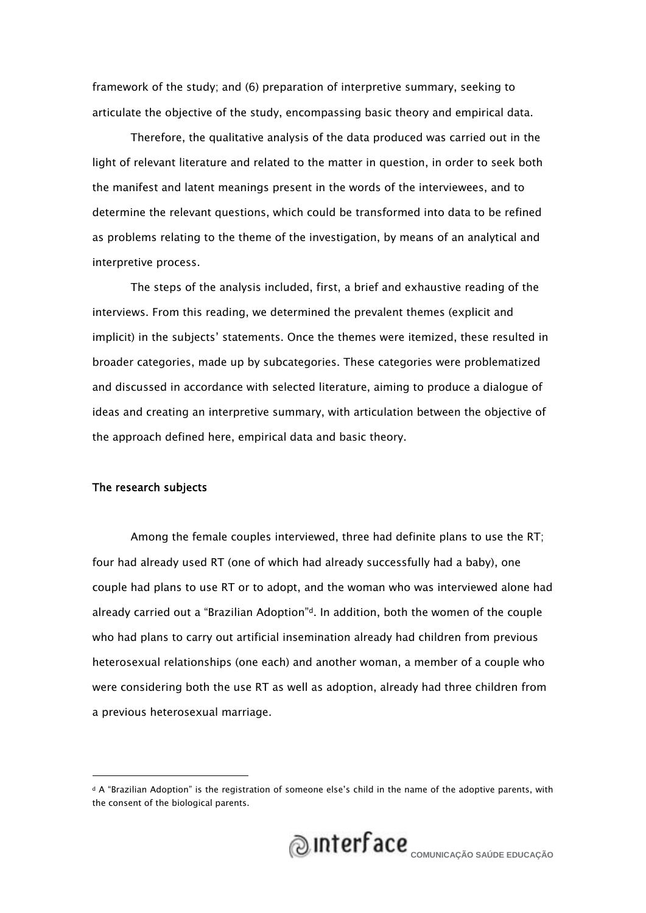framework of the study; and (6) preparation of interpretive summary, seeking to articulate the objective of the study, encompassing basic theory and empirical data.

Therefore, the qualitative analysis of the data produced was carried out in the light of relevant literature and related to the matter in question, in order to seek both the manifest and latent meanings present in the words of the interviewees, and to determine the relevant questions, which could be transformed into data to be refined as problems relating to the theme of the investigation, by means of an analytical and interpretive process.

The steps of the analysis included, first, a brief and exhaustive reading of the interviews. From this reading, we determined the prevalent themes (explicit and implicit) in the subjects' statements. Once the themes were itemized, these resulted in broader categories, made up by subcategories. These categories were problematized and discussed in accordance with selected literature, aiming to produce a dialogue of ideas and creating an interpretive summary, with articulation between the objective of the approach defined here, empirical data and basic theory.

**The research subjects**

Among the female couples interviewed, three had definite plans to use the RT; four had already used RT (one of which had already successfully had a baby), one couple had plans to use RT or to adopt, and the woman who was interviewed alone had already carried out a "Brazilian Adoption"[d]. In addition, both the women of the couple who had plans to carry out artificial insemination already had children from previous heterosexual relationships (one each) and another woman, a member of a couple who were considering both the use RT as well as adoption, already had three children from a previous heterosexual marriage.

---

[d] A "Brazilian Adoption" is the registration of someone else's child in the name of the adoptive parents, with the consent of the biological parents.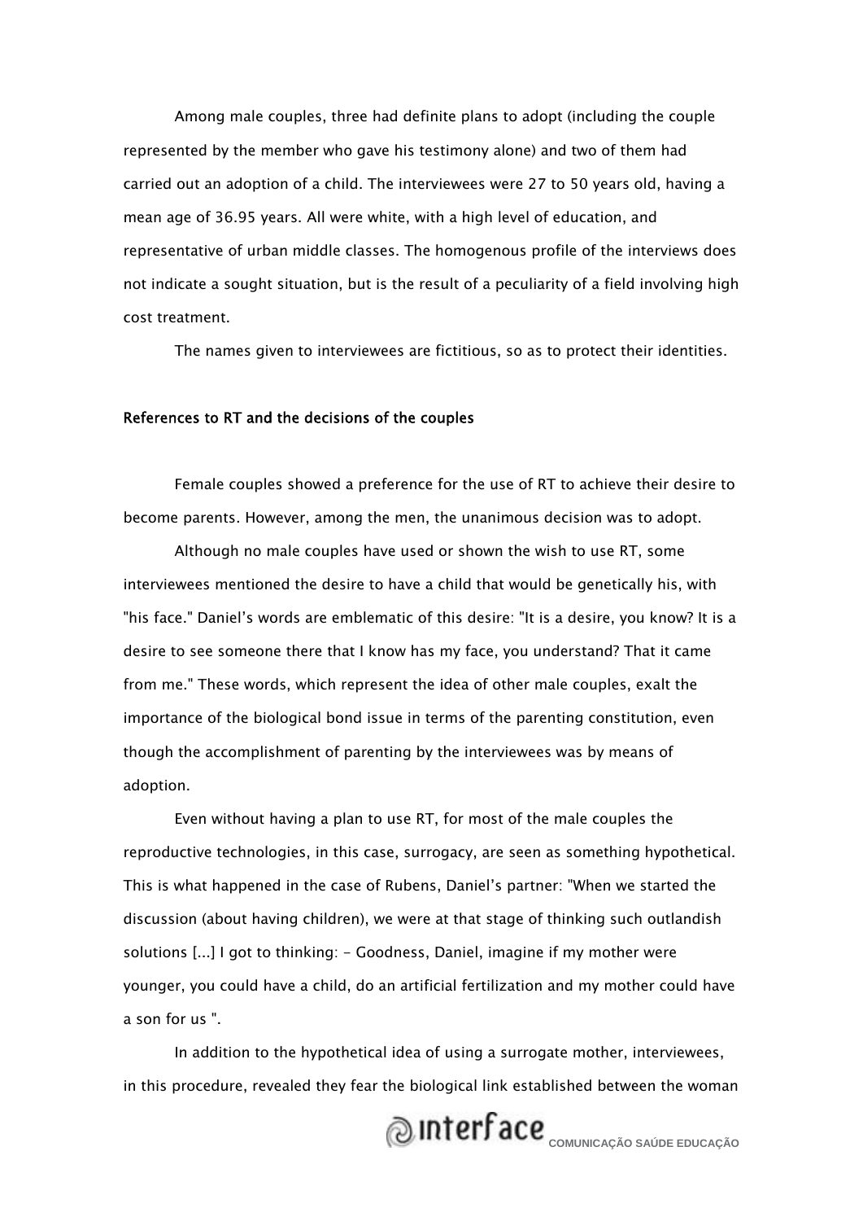Among male couples, three had definite plans to adopt (including the couple represented by the member who gave his testimony alone) and two of them had carried out an adoption of a child. The interviewees were 27 to 50 years old, having a mean age of 36.95 years. All were white, with a high level of education, and representative of urban middle classes. The homogenous profile of the interviews does not indicate a sought situation, but is the result of a peculiarity of a field involving high cost treatment.

The names given to interviewees are fictitious, so as to protect their identities.

**References to RT and the decisions of the couples**

Female couples showed a preference for the use of RT to achieve their desire to become parents. However, among the men, the unanimous decision was to adopt.

Although no male couples have used or shown the wish to use RT, some interviewees mentioned the desire to have a child that would be genetically his, with "his face." Daniel's words are emblematic of this desire: "It is a desire, you know? It is a desire to see someone there that I know has my face, you understand? That it came from me." These words, which represent the idea of other male couples, exalt the importance of the biological bond issue in terms of the parenting constitution, even though the accomplishment of parenting by the interviewees was by means of adoption.

Even without having a plan to use RT, for most of the male couples the reproductive technologies, in this case, surrogacy, are seen as something hypothetical. This is what happened in the case of Rubens, Daniel's partner: "When we started the discussion (about having children), we were at that stage of thinking such outlandish solutions [...] I got to thinking: - Goodness, Daniel, imagine if my mother were younger, you could have a child, do an artificial fertilization and my mother could have a son for us ".

In addition to the hypothetical idea of using a surrogate mother, interviewees, in this procedure, revealed they fear the biological link established between the woman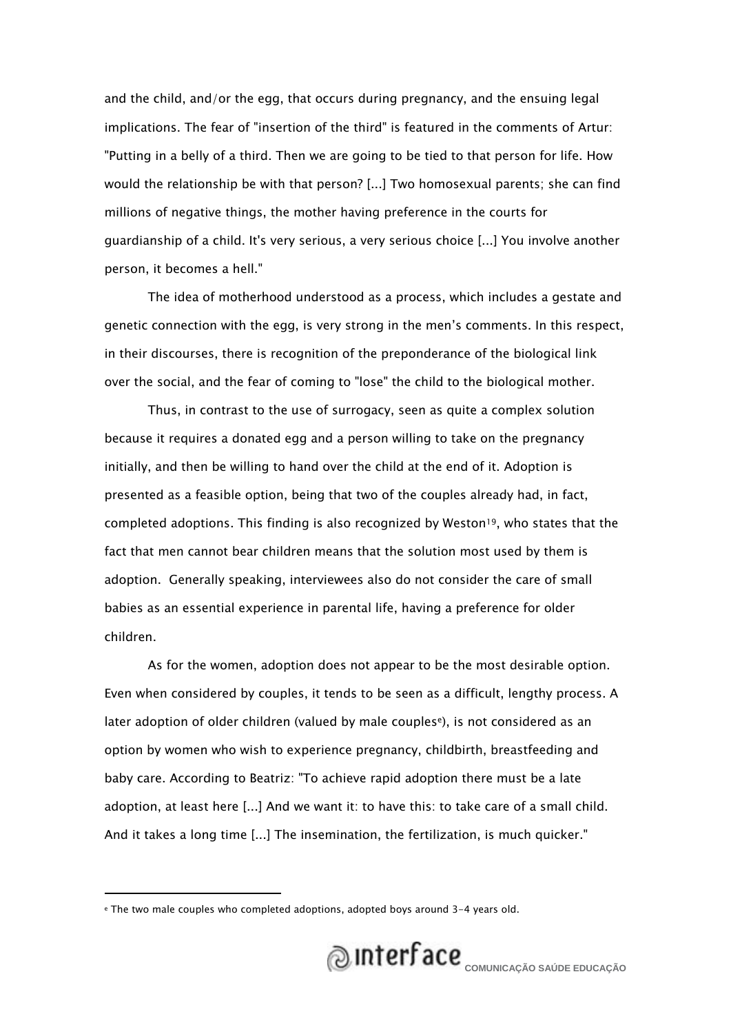and the child, and/or the egg, that occurs during pregnancy, and the ensuing legal implications. The fear of "insertion of the third" is featured in the comments of Artur: "Putting in a belly of a third. Then we are going to be tied to that person for life. How would the relationship be with that person? [...] Two homosexual parents; she can find millions of negative things, the mother having preference in the courts for guardianship of a child. It's very serious, a very serious choice [...] You involve another person, it becomes a hell."

The idea of motherhood understood as a process, which includes a gestate and genetic connection with the egg, is very strong in the men's comments. In this respect, in their discourses, there is recognition of the preponderance of the biological link over the social, and the fear of coming to "lose" the child to the biological mother.

Thus, in contrast to the use of surrogacy, seen as quite a complex solution because it requires a donated egg and a person willing to take on the pregnancy initially, and then be willing to hand over the child at the end of it. Adoption is presented as a feasible option, being that two of the couples already had, in fact, completed adoptions. This finding is also recognized by Weston[19], who states that the fact that men cannot bear children means that the solution most used by them is adoption. Generally speaking, interviewees also do not consider the care of small babies as an essential experience in parental life, having a preference for older children.

As for the women, adoption does not appear to be the most desirable option. Even when considered by couples, it tends to be seen as a difficult, lengthy process. A later adoption of older children (valued by male couples[e]), is not considered as an option by women who wish to experience pregnancy, childbirth, breastfeeding and baby care. According to Beatriz: "To achieve rapid adoption there must be a late adoption, at least here [...] And we want it: to have this: to take care of a small child. And it takes a long time [...] The insemination, the fertilization, is much quicker."

---

[e] The two male couples who completed adoptions, adopted boys around 3-4 years old.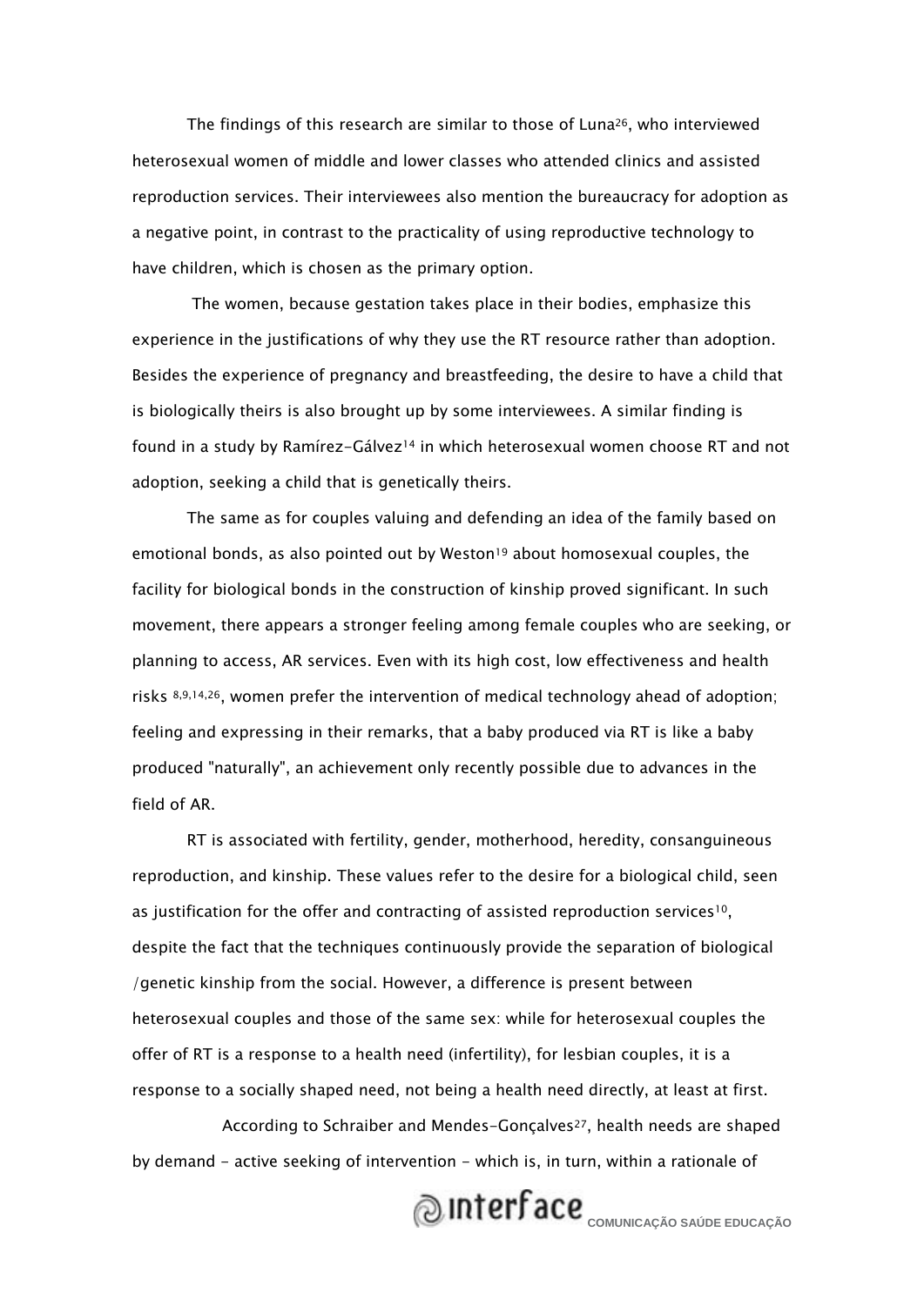The findings of this research are similar to those of Luna[26], who interviewed heterosexual women of middle and lower classes who attended clinics and assisted reproduction services. Their interviewees also mention the bureaucracy for adoption as a negative point, in contrast to the practicality of using reproductive technology to have children, which is chosen as the primary option.

The women, because gestation takes place in their bodies, emphasize this experience in the justifications of why they use the RT resource rather than adoption. Besides the experience of pregnancy and breastfeeding, the desire to have a child that is biologically theirs is also brought up by some interviewees. A similar finding is found in a study by Ramírez-Gálvez[14] in which heterosexual women choose RT and not adoption, seeking a child that is genetically theirs.

The same as for couples valuing and defending an idea of the family based on emotional bonds, as also pointed out by Weston[19] about homosexual couples, the facility for biological bonds in the construction of kinship proved significant. In such movement, there appears a stronger feeling among female couples who are seeking, or planning to access, AR services. Even with its high cost, low effectiveness and health risks [8,9,14,26], women prefer the intervention of medical technology ahead of adoption; feeling and expressing in their remarks, that a baby produced via RT is like a baby produced "naturally", an achievement only recently possible due to advances in the field of AR.

RT is associated with fertility, gender, motherhood, heredity, consanguineous reproduction, and kinship. These values refer to the desire for a biological child, seen as justification for the offer and contracting of assisted reproduction services[10], despite the fact that the techniques continuously provide the separation of biological /genetic kinship from the social. However, a difference is present between heterosexual couples and those of the same sex: while for heterosexual couples the offer of RT is a response to a health need (infertility), for lesbian couples, it is a response to a socially shaped need, not being a health need directly, at least at first.

According to Schraiber and Mendes-Gonçalves[27], health needs are shaped by demand - active seeking of intervention - which is, in turn, within a rationale of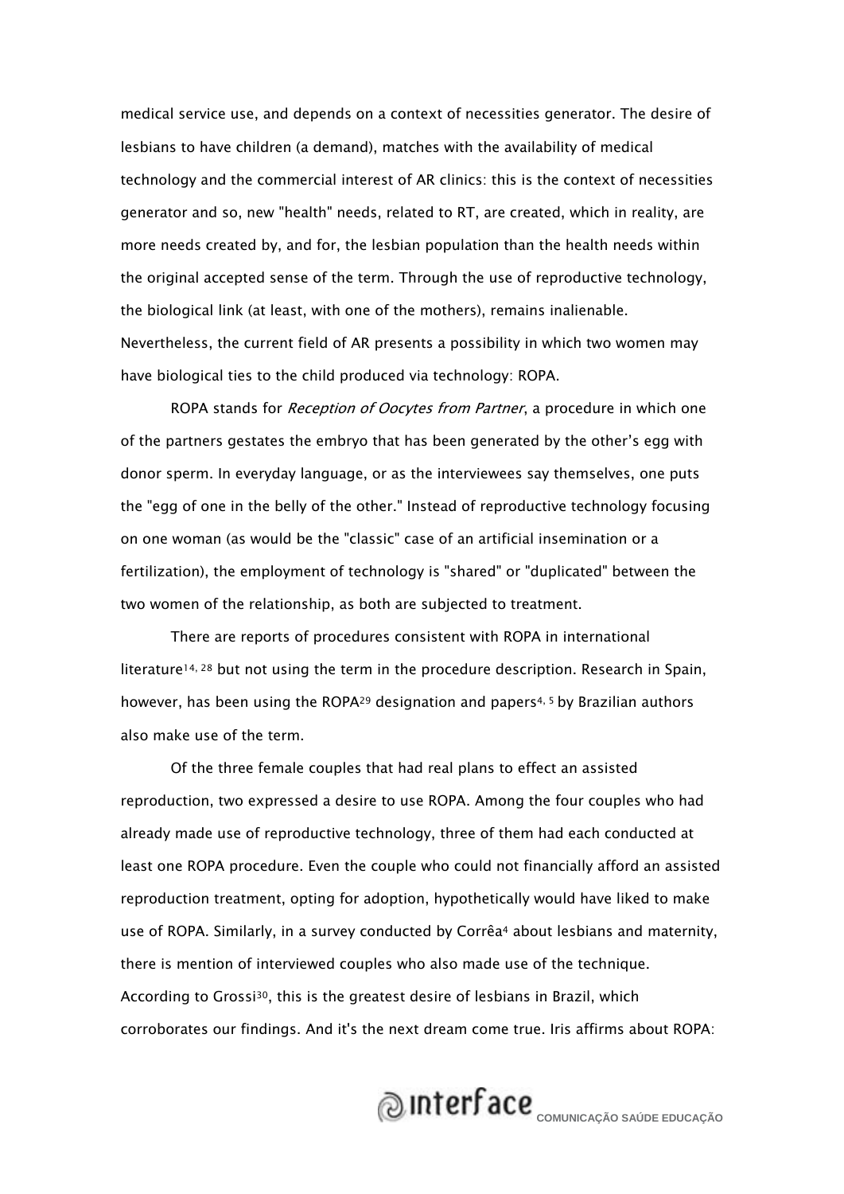medical service use, and depends on a context of necessities generator. The desire of lesbians to have children (a demand), matches with the availability of medical technology and the commercial interest of AR clinics: this is the context of necessities generator and so, new "health" needs, related to RT, are created, which in reality, are more needs created by, and for, the lesbian population than the health needs within the original accepted sense of the term. Through the use of reproductive technology, the biological link (at least, with one of the mothers), remains inalienable. Nevertheless, the current field of AR presents a possibility in which two women may have biological ties to the child produced via technology: ROPA.

ROPA stands for *Reception of Oocytes from Partner*, a procedure in which one of the partners gestates the embryo that has been generated by the other's egg with donor sperm. In everyday language, or as the interviewees say themselves, one puts the "egg of one in the belly of the other." Instead of reproductive technology focusing on one woman (as would be the "classic" case of an artificial insemination or a fertilization), the employment of technology is "shared" or "duplicated" between the two women of the relationship, as both are subjected to treatment.

There are reports of procedures consistent with ROPA in international literature[14, 28] but not using the term in the procedure description. Research in Spain, however, has been using the ROPA[29] designation and papers[4, 5] by Brazilian authors also make use of the term.

Of the three female couples that had real plans to effect an assisted reproduction, two expressed a desire to use ROPA. Among the four couples who had already made use of reproductive technology, three of them had each conducted at least one ROPA procedure. Even the couple who could not financially afford an assisted reproduction treatment, opting for adoption, hypothetically would have liked to make use of ROPA. Similarly, in a survey conducted by Corrêa[4] about lesbians and maternity, there is mention of interviewed couples who also made use of the technique. According to Grossi[30], this is the greatest desire of lesbians in Brazil, which corroborates our findings. And it's the next dream come true. Iris affirms about ROPA: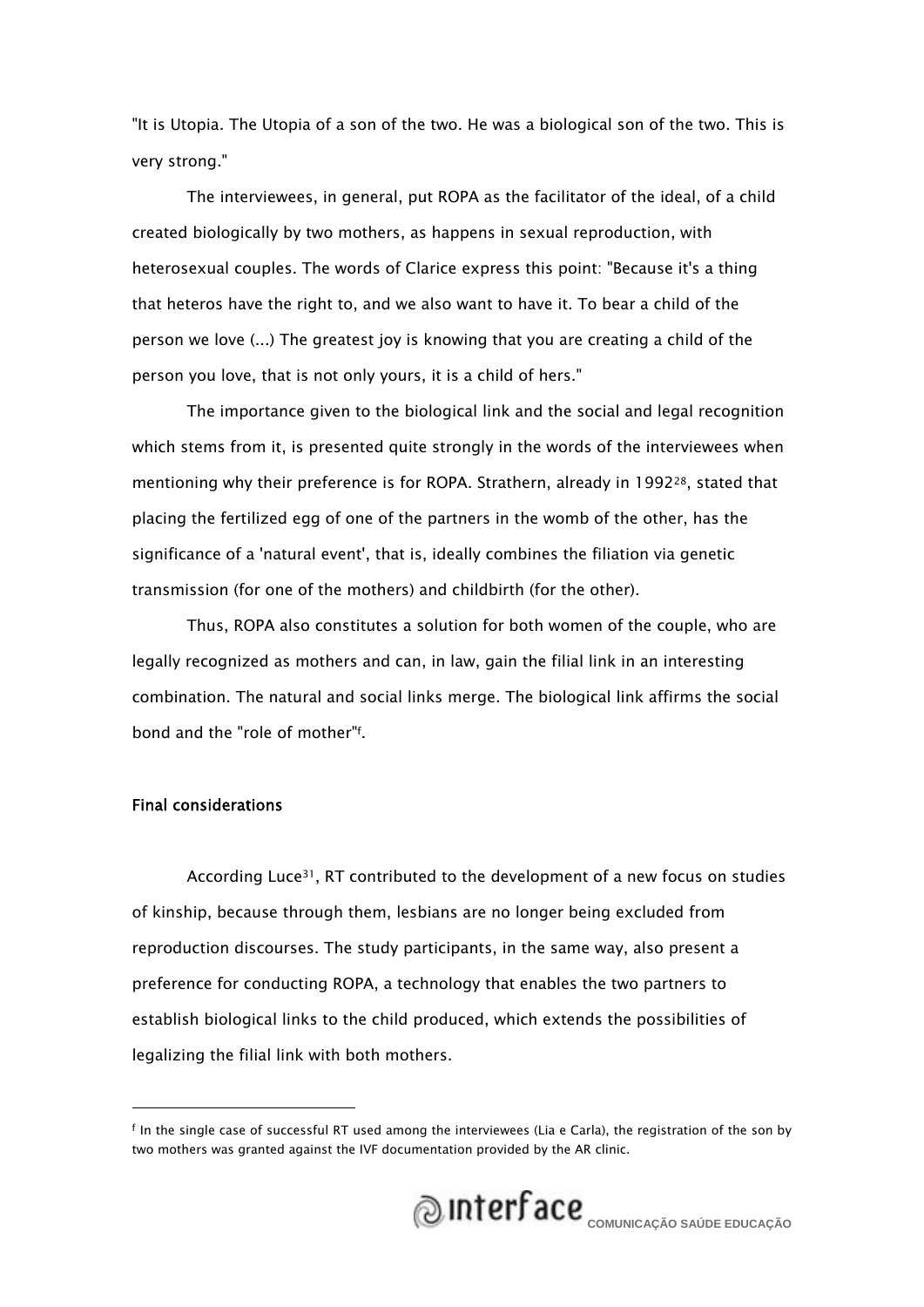"It is Utopia. The Utopia of a son of the two. He was a biological son of the two. This is very strong."

The interviewees, in general, put ROPA as the facilitator of the ideal, of a child created biologically by two mothers, as happens in sexual reproduction, with heterosexual couples. The words of Clarice express this point: "Because it's a thing that heteros have the right to, and we also want to have it. To bear a child of the person we love (...) The greatest joy is knowing that you are creating a child of the person you love, that is not only yours, it is a child of hers."

The importance given to the biological link and the social and legal recognition which stems from it, is presented quite strongly in the words of the interviewees when mentioning why their preference is for ROPA. Strathern, already in 1992[28], stated that placing the fertilized egg of one of the partners in the womb of the other, has the significance of a 'natural event', that is, ideally combines the filiation via genetic transmission (for one of the mothers) and childbirth (for the other).

Thus, ROPA also constitutes a solution for both women of the couple, who are legally recognized as mothers and can, in law, gain the filial link in an interesting combination. The natural and social links merge. The biological link affirms the social bond and the "role of mother"[f].

**Final considerations**

According Luce[31], RT contributed to the development of a new focus on studies of kinship, because through them, lesbians are no longer being excluded from reproduction discourses. The study participants, in the same way, also present a preference for conducting ROPA, a technology that enables the two partners to establish biological links to the child produced, which extends the possibilities of legalizing the filial link with both mothers.

---

[f] In the single case of successful RT used among the interviewees (Lia e Carla), the registration of the son by two mothers was granted against the IVF documentation provided by the AR clinic.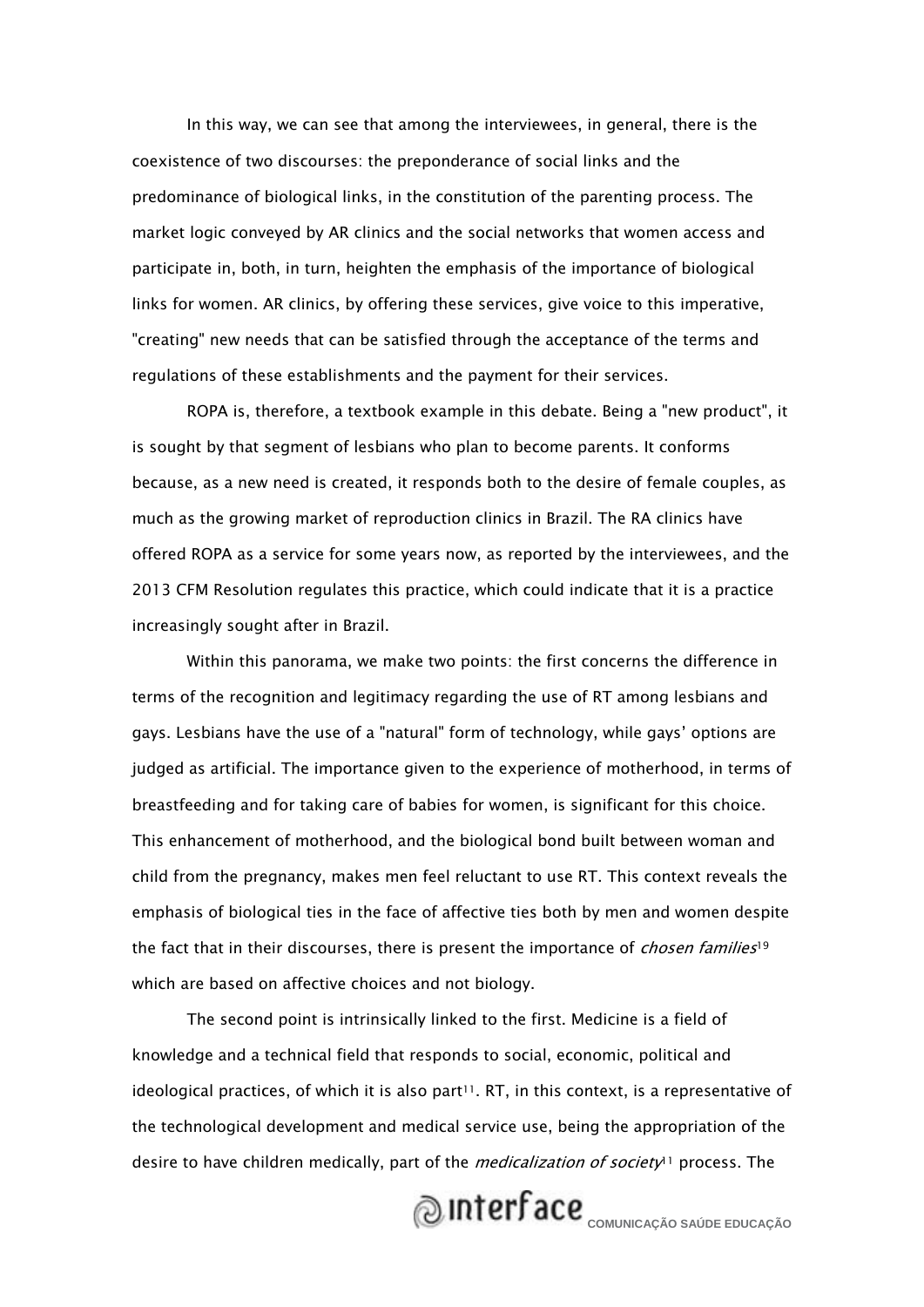In this way, we can see that among the interviewees, in general, there is the coexistence of two discourses: the preponderance of social links and the predominance of biological links, in the constitution of the parenting process. The market logic conveyed by AR clinics and the social networks that women access and participate in, both, in turn, heighten the emphasis of the importance of biological links for women. AR clinics, by offering these services, give voice to this imperative, "creating" new needs that can be satisfied through the acceptance of the terms and regulations of these establishments and the payment for their services.

ROPA is, therefore, a textbook example in this debate. Being a "new product", it is sought by that segment of lesbians who plan to become parents. It conforms because, as a new need is created, it responds both to the desire of female couples, as much as the growing market of reproduction clinics in Brazil. The RA clinics have offered ROPA as a service for some years now, as reported by the interviewees, and the 2013 CFM Resolution regulates this practice, which could indicate that it is a practice increasingly sought after in Brazil.

Within this panorama, we make two points: the first concerns the difference in terms of the recognition and legitimacy regarding the use of RT among lesbians and gays. Lesbians have the use of a "natural" form of technology, while gays' options are judged as artificial. The importance given to the experience of motherhood, in terms of breastfeeding and for taking care of babies for women, is significant for this choice. This enhancement of motherhood, and the biological bond built between woman and child from the pregnancy, makes men feel reluctant to use RT. This context reveals the emphasis of biological ties in the face of affective ties both by men and women despite the fact that in their discourses, there is present the importance of *chosen families*[19] which are based on affective choices and not biology.

The second point is intrinsically linked to the first. Medicine is a field of knowledge and a technical field that responds to social, economic, political and ideological practices, of which it is also part[11]. RT, in this context, is a representative of the technological development and medical service use, being the appropriation of the desire to have children medically, part of the *medicalization of society*[11] process. The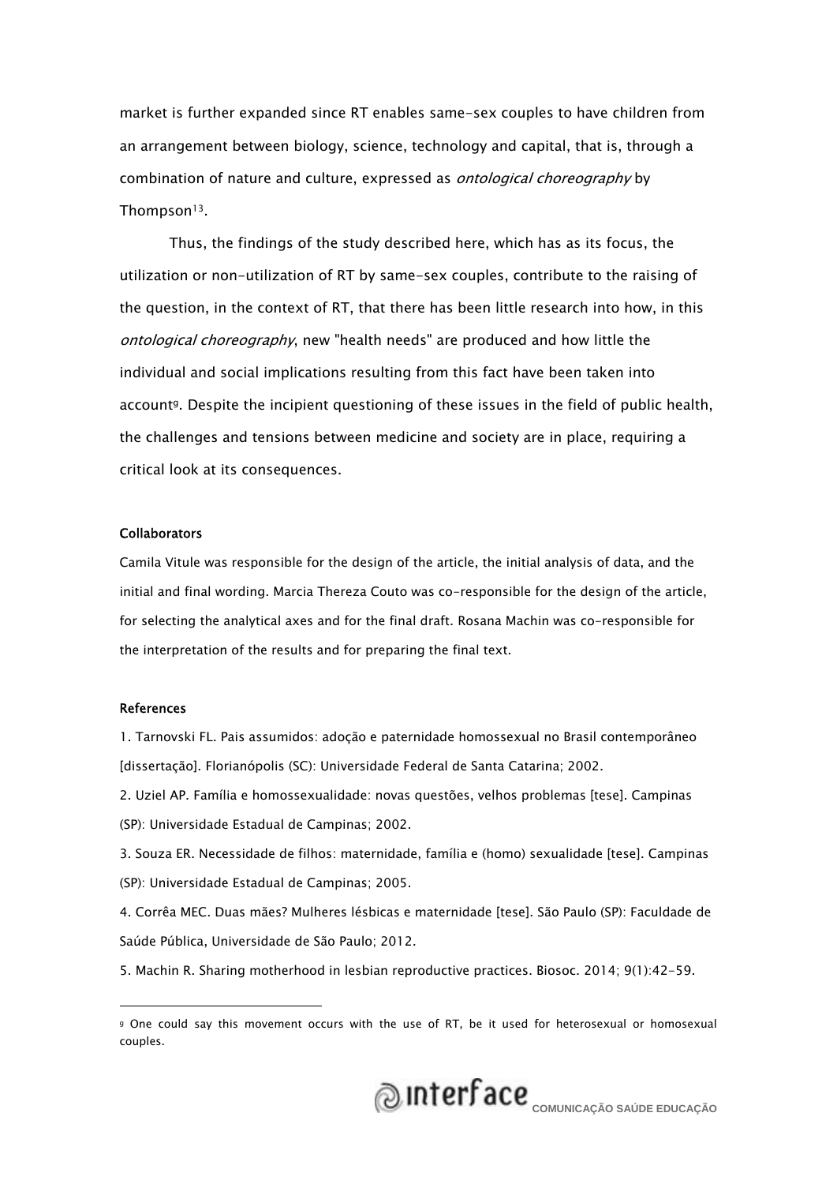market is further expanded since RT enables same-sex couples to have children from an arrangement between biology, science, technology and capital, that is, through a combination of nature and culture, expressed as *ontological choreography* by Thompson[13].

Thus, the findings of the study described here, which has as its focus, the utilization or non-utilization of RT by same-sex couples, contribute to the raising of the question, in the context of RT, that there has been little research into how, in this *ontological choreography*, new "health needs" are produced and how little the individual and social implications resulting from this fact have been taken into account[9]. Despite the incipient questioning of these issues in the field of public health, the challenges and tensions between medicine and society are in place, requiring a critical look at its consequences.

**Collaborators**

Camila Vitule was responsible for the design of the article, the initial analysis of data, and the initial and final wording. Marcia Thereza Couto was co-responsible for the design of the article, for selecting the analytical axes and for the final draft. Rosana Machin was co-responsible for the interpretation of the results and for preparing the final text.

**References**

1. Tarnovski FL. Pais assumidos: adoção e paternidade homossexual no Brasil contemporâneo [dissertação]. Florianópolis (SC): Universidade Federal de Santa Catarina; 2002.
2. Uziel AP. Família e homossexualidade: novas questões, velhos problemas [tese]. Campinas (SP): Universidade Estadual de Campinas; 2002.
3. Souza ER. Necessidade de filhos: maternidade, família e (homo) sexualidade [tese]. Campinas (SP): Universidade Estadual de Campinas; 2005.
4. Corrêa MEC. Duas mães? Mulheres lésbicas e maternidade [tese]. São Paulo (SP): Faculdade de Saúde Pública, Universidade de São Paulo; 2012.
5. Machin R. Sharing motherhood in lesbian reproductive practices. Biosoc. 2014; 9(1):42-59.

---

[9] One could say this movement occurs with the use of RT, be it used for heterosexual or homosexual couples.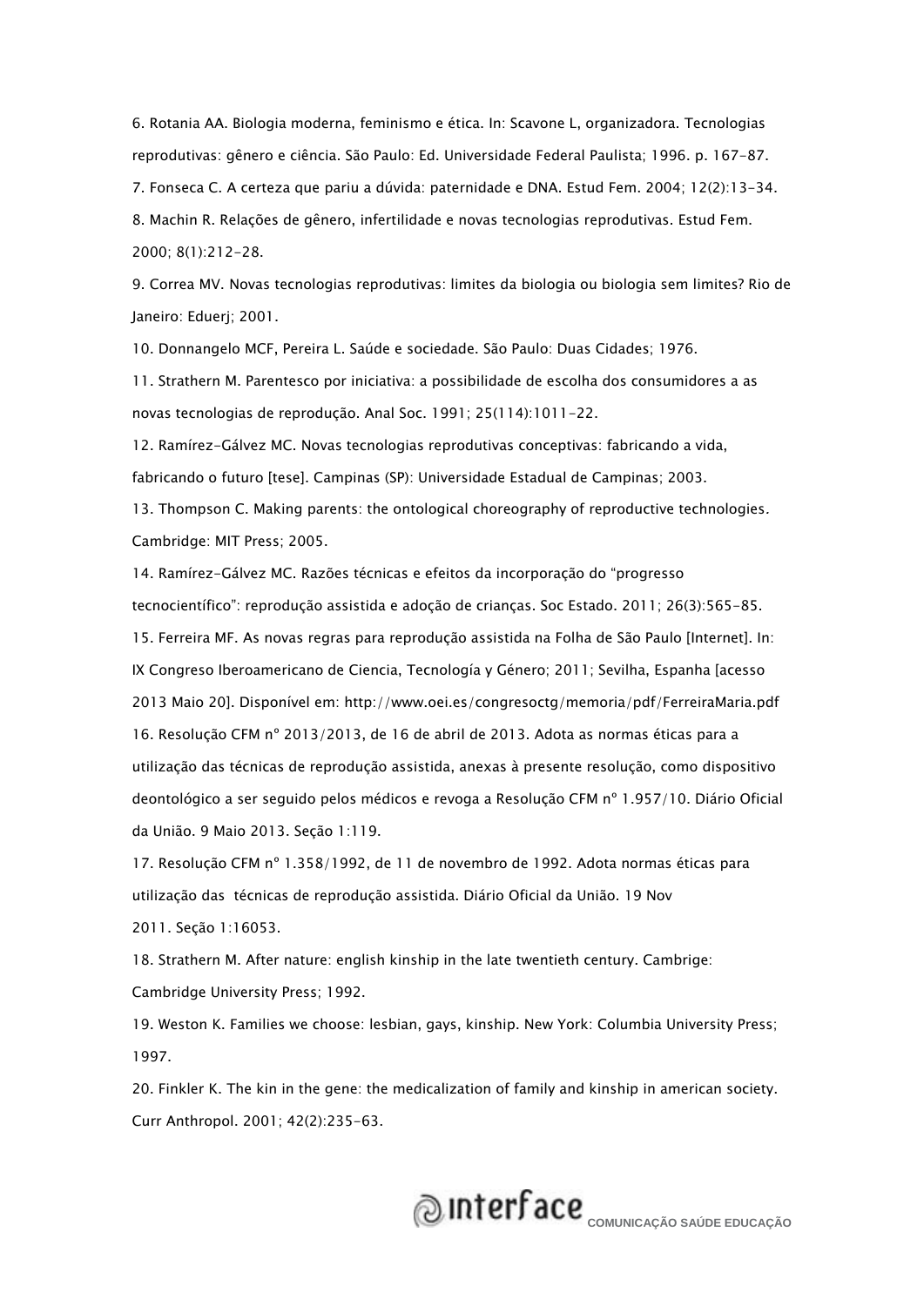6. Rotania AA. Biologia moderna, feminismo e ética. In: Scavone L, organizadora. Tecnologias reprodutivas: gênero e ciência. São Paulo: Ed. Universidade Federal Paulista; 1996. p. 167-87.

7. Fonseca C. A certeza que pariu a dúvida: paternidade e DNA. Estud Fem. 2004; 12(2):13-34.

8. Machin R. Relações de gênero, infertilidade e novas tecnologias reprodutivas. Estud Fem. 2000; 8(1):212-28.

9. Correa MV. Novas tecnologias reprodutivas: limites da biologia ou biologia sem limites? Rio de Janeiro: Eduerj; 2001.

10. Donnangelo MCF, Pereira L. Saúde e sociedade. São Paulo: Duas Cidades; 1976.

11. Strathern M. Parentesco por iniciativa: a possibilidade de escolha dos consumidores a as novas tecnologias de reprodução. Anal Soc. 1991; 25(114):1011-22.

12. Ramírez-Gálvez MC. Novas tecnologias reprodutivas conceptivas: fabricando a vida, fabricando o futuro [tese]. Campinas (SP): Universidade Estadual de Campinas; 2003.

13. Thompson C. Making parents: the ontological choreography of reproductive technologies. Cambridge: MIT Press; 2005.

14. Ramírez-Gálvez MC. Razões técnicas e efeitos da incorporação do "progresso tecnocientífico": reprodução assistida e adoção de crianças. Soc Estado. 2011; 26(3):565-85.

15. Ferreira MF. As novas regras para reprodução assistida na Folha de São Paulo [Internet]. In: IX Congreso Iberoamericano de Ciencia, Tecnología y Género; 2011; Sevilha, Espanha [acesso 2013 Maio 20]. Disponível em: http://www.oei.es/congresoctg/memoria/pdf/FerreiraMaria.pdf

16. Resolução CFM nº 2013/2013, de 16 de abril de 2013. Adota as normas éticas para a utilização das técnicas de reprodução assistida, anexas à presente resolução, como dispositivo deontológico a ser seguido pelos médicos e revoga a Resolução CFM nº 1.957/10. Diário Oficial da União. 9 Maio 2013. Seção 1:119.

17. Resolução CFM nº 1.358/1992, de 11 de novembro de 1992. Adota normas éticas para utilização das técnicas de reprodução assistida. Diário Oficial da União. 19 Nov 2011. Seção 1:16053.

18. Strathern M. After nature: english kinship in the late twentieth century. Cambrige: Cambridge University Press; 1992.

19. Weston K. Families we choose: lesbian, gays, kinship. New York: Columbia University Press; 1997.

20. Finkler K. The kin in the gene: the medicalization of family and kinship in american society. Curr Anthropol. 2001; 42(2):235-63.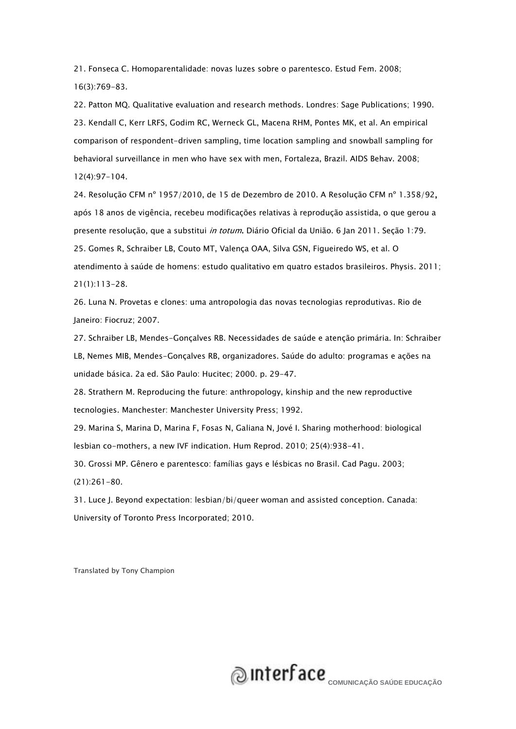21. Fonseca C. Homoparentalidade: novas luzes sobre o parentesco. Estud Fem. 2008; 16(3):769-83.

22. Patton MQ. Qualitative evaluation and research methods. Londres: Sage Publications; 1990.

23. Kendall C, Kerr LRFS, Godim RC, Werneck GL, Macena RHM, Pontes MK, et al. An empirical comparison of respondent-driven sampling, time location sampling and snowball sampling for behavioral surveillance in men who have sex with men, Fortaleza, Brazil. AIDS Behav. 2008; 12(4):97-104.

24. Resolução CFM nº 1957/2010, de 15 de Dezembro de 2010. A Resolução CFM nº 1.358/92, após 18 anos de vigência, recebeu modificações relativas à reprodução assistida, o que gerou a presente resolução, que a substitui *in totum*. Diário Oficial da União. 6 Jan 2011. Seção 1:79.

25. Gomes R, Schraiber LB, Couto MT, Valença OAA, Silva GSN, Figueiredo WS, et al. O atendimento à saúde de homens: estudo qualitativo em quatro estados brasileiros. Physis. 2011; 21(1):113-28.

26. Luna N. Provetas e clones: uma antropologia das novas tecnologias reprodutivas. Rio de Janeiro: Fiocruz; 2007.

27. Schraiber LB, Mendes-Gonçalves RB. Necessidades de saúde e atenção primária. In: Schraiber LB, Nemes MIB, Mendes-Gonçalves RB, organizadores. Saúde do adulto: programas e ações na unidade básica. 2a ed. São Paulo: Hucitec; 2000. p. 29-47.

28. Strathern M. Reproducing the future: anthropology, kinship and the new reproductive tecnologies. Manchester: Manchester University Press; 1992.

29. Marina S, Marina D, Marina F, Fosas N, Galiana N, Jové I. Sharing motherhood: biological lesbian co-mothers, a new IVF indication. Hum Reprod. 2010; 25(4):938-41.

30. Grossi MP. Gênero e parentesco: famílias gays e lésbicas no Brasil. Cad Pagu. 2003; (21):261-80.

31. Luce J. Beyond expectation: lesbian/bi/queer woman and assisted conception. Canada: University of Toronto Press Incorporated; 2010.

Translated by Tony Champion